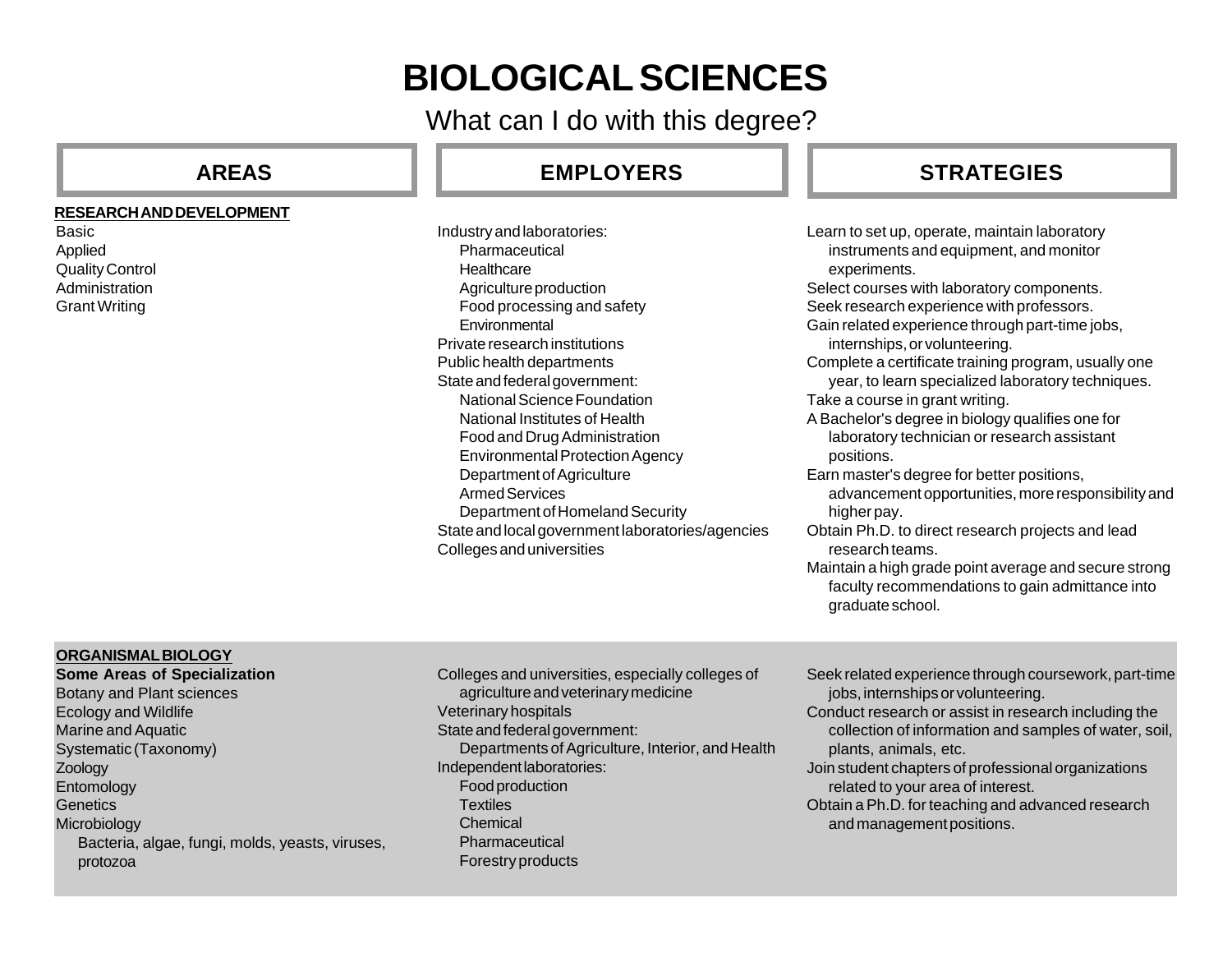# BIOLOGICAL SCIENCES

## What can I do with this degree?

| AREAS | EMPLOYERS | STRATEGIES |
|---|---|---|
| **RESEARCH AND DEVELOPMENT**<br>Basic<br>Applied<br>Quality Control<br>Administration<br>Grant Writing | Industry and laboratories:<br>Pharmaceutical<br>Healthcare<br>Agriculture production<br>Food processing and safety<br>Environmental<br>Private research institutions<br>Public health departments<br>State and federal government:<br>National Science Foundation<br>National Institutes of Health<br>Food and Drug Administration<br>Environmental Protection Agency<br>Department of Agriculture<br>Armed Services<br>Department of Homeland Security<br>State and local government laboratories/agencies<br>Colleges and universities | Learn to set up, operate, maintain laboratory instruments and equipment, and monitor experiments.<br>Select courses with laboratory components.<br>Seek research experience with professors.<br>Gain related experience through part-time jobs, internships, or volunteering.<br>Complete a certificate training program, usually one year, to learn specialized laboratory techniques.<br>Take a course in grant writing.<br>A Bachelor's degree in biology qualifies one for laboratory technician or research assistant positions.<br>Earn master's degree for better positions, advancement opportunities, more responsibility and higher pay.<br>Obtain Ph.D. to direct research projects and lead research teams.<br>Maintain a high grade point average and secure strong faculty recommendations to gain admittance into graduate school. |
| **ORGANISMAL BIOLOGY**<br>**Some Areas of Specialization**<br>Botany and Plant sciences<br>Ecology and Wildlife<br>Marine and Aquatic<br>Systematic (Taxonomy)<br>Zoology<br>Entomology<br>Genetics<br>Microbiology<br>Bacteria, algae, fungi, molds, yeasts, viruses, protozoa | Colleges and universities, especially colleges of agriculture and veterinary medicine<br>Veterinary hospitals<br>State and federal government:<br>Departments of Agriculture, Interior, and Health<br>Independent laboratories:<br>Food production<br>Textiles<br>Chemical<br>Pharmaceutical<br>Forestry products | Seek related experience through coursework, part-time jobs, internships or volunteering.<br>Conduct research or assist in research including the collection of information and samples of water, soil, plants, animals, etc.<br>Join student chapters of professional organizations related to your area of interest.<br>Obtain a Ph.D. for teaching and advanced research and management positions. |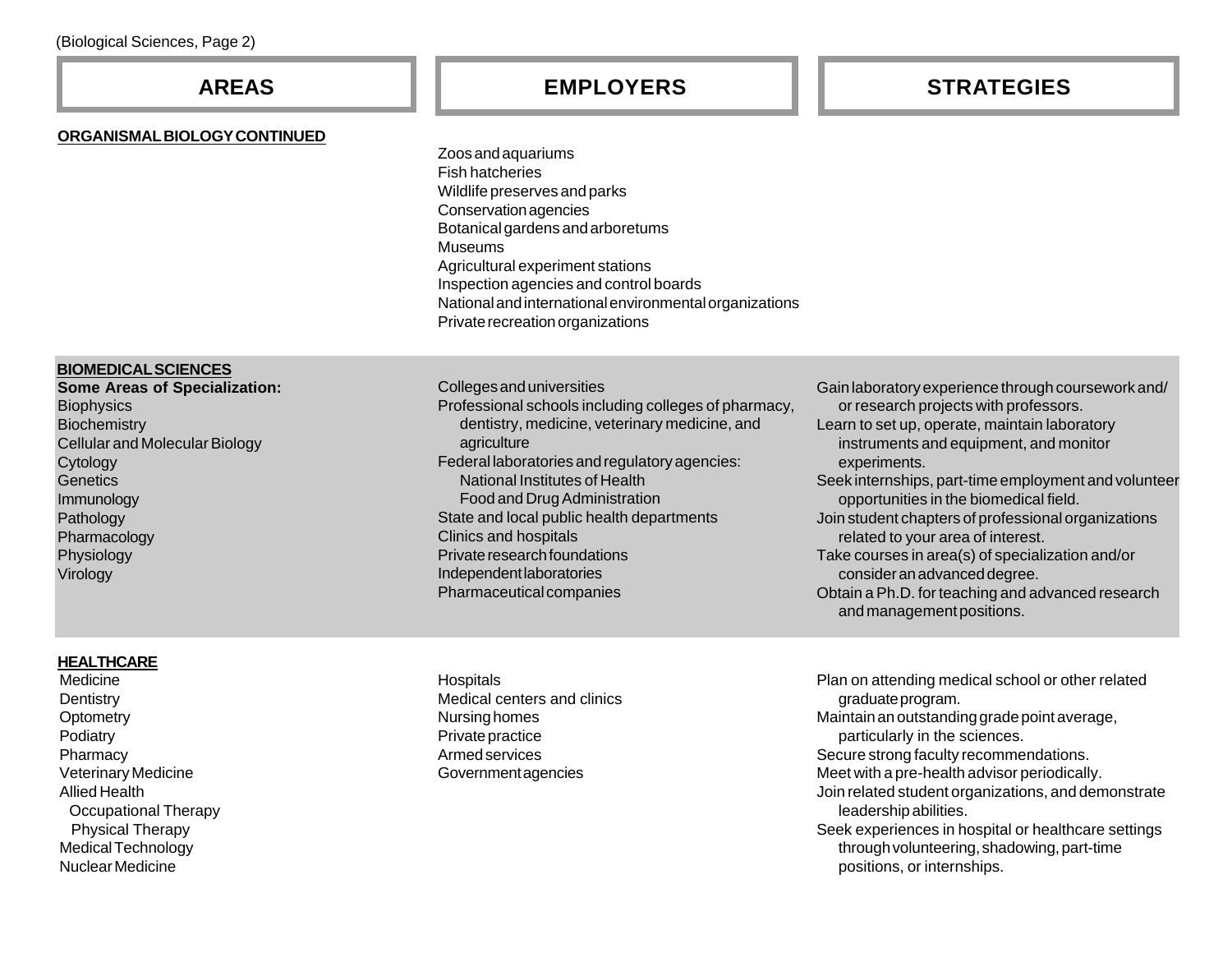(Biological Sciences, Page 2)

| AREAS | EMPLOYERS | STRATEGIES |
| --- | --- | --- |
| **ORGANISMAL BIOLOGY CONTINUED** | Zoos and aquariums<br>Fish hatcheries<br>Wildlife preserves and parks<br>Conservation agencies<br>Botanical gardens and arboretums<br>Museums<br>Agricultural experiment stations<br>Inspection agencies and control boards<br>National and international environmental organizations<br>Private recreation organizations | |
| **BIOMEDICAL SCIENCES**<br>**Some Areas of Specialization:**<br>Biophysics<br>Biochemistry<br>Cellular and Molecular Biology<br>Cytology<br>Genetics<br>Immunology<br>Pathology<br>Pharmacology<br>Physiology<br>Virology | Colleges and universities<br>Professional schools including colleges of pharmacy, dentistry, medicine, veterinary medicine, and agriculture<br>Federal laboratories and regulatory agencies:<br>National Institutes of Health<br>Food and Drug Administration<br>State and local public health departments<br>Clinics and hospitals<br>Private research foundations<br>Independent laboratories<br>Pharmaceutical companies | Gain laboratory experience through coursework and/or research projects with professors.<br>Learn to set up, operate, maintain laboratory instruments and equipment, and monitor experiments.<br>Seek internships, part-time employment and volunteer opportunities in the biomedical field.<br>Join student chapters of professional organizations related to your area of interest.<br>Take courses in area(s) of specialization and/or consider an advanced degree.<br>Obtain a Ph.D. for teaching and advanced research and management positions. |
| **HEALTHCARE**<br>Medicine<br>Dentistry<br>Optometry<br>Podiatry<br>Pharmacy<br>Veterinary Medicine<br>Allied Health<br>Occupational Therapy<br>Physical Therapy<br>Medical Technology<br>Nuclear Medicine | Hospitals<br>Medical centers and clinics<br>Nursing homes<br>Private practice<br>Armed services<br>Government agencies | Plan on attending medical school or other related graduate program.<br>Maintain an outstanding grade point average, particularly in the sciences.<br>Secure strong faculty recommendations.<br>Meet with a pre-health advisor periodically.<br>Join related student organizations, and demonstrate leadership abilities.<br>Seek experiences in hospital or healthcare settings through volunteering, shadowing, part-time positions, or internships. |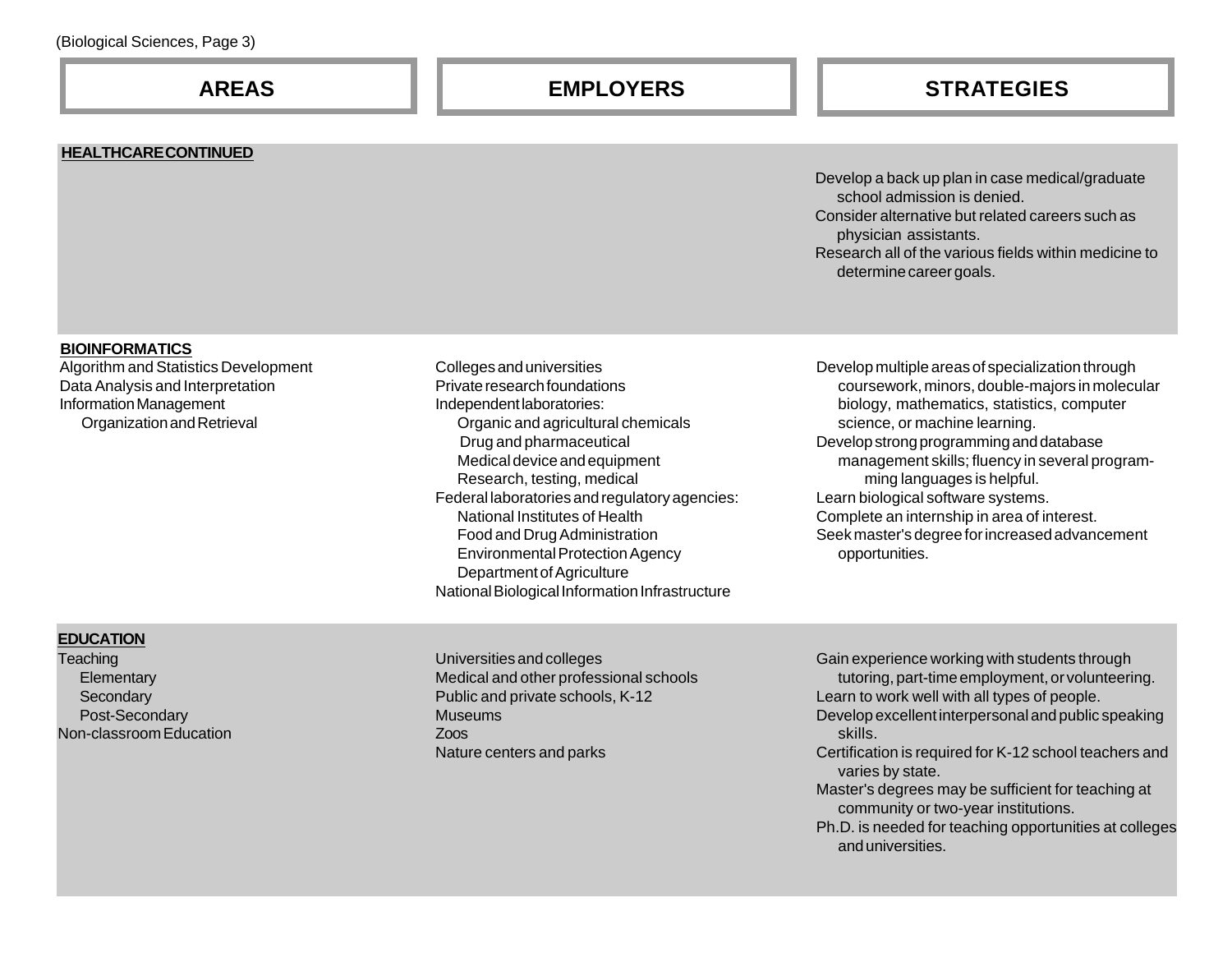| AREAS | EMPLOYERS | STRATEGIES |
| --- | --- | --- |
| **HEALTHCARE CONTINUED** | | Develop a back up plan in case medical/graduate school admission is denied.<br>Consider alternative but related careers such as physician assistants.<br>Research all of the various fields within medicine to determine career goals. |
| **BIOINFORMATICS**<br>Algorithm and Statistics Development<br>Data Analysis and Interpretation<br>Information Management<br>Organization and Retrieval | Colleges and universities<br>Private research foundations<br>Independent laboratories:<br>Organic and agricultural chemicals<br>Drug and pharmaceutical<br>Medical device and equipment<br>Research, testing, medical<br>Federal laboratories and regulatory agencies:<br>National Institutes of Health<br>Food and Drug Administration<br>Environmental Protection Agency<br>Department of Agriculture<br>National Biological Information Infrastructure | Develop multiple areas of specialization through coursework, minors, double-majors in molecular biology, mathematics, statistics, computer science, or machine learning.<br>Develop strong programming and database management skills; fluency in several programming languages is helpful.<br>Learn biological software systems.<br>Complete an internship in area of interest.<br>Seek master's degree for increased advancement opportunities. |
| **EDUCATION**<br>Teaching<br>Elementary<br>Secondary<br>Post-Secondary<br>Non-classroom Education | Universities and colleges<br>Medical and other professional schools<br>Public and private schools, K-12<br>Museums<br>Zoos<br>Nature centers and parks | Gain experience working with students through tutoring, part-time employment, or volunteering.<br>Learn to work well with all types of people.<br>Develop excellent interpersonal and public speaking skills.<br>Certification is required for K-12 school teachers and varies by state.<br>Master's degrees may be sufficient for teaching at community or two-year institutions.<br>Ph.D. is needed for teaching opportunities at colleges and universities. |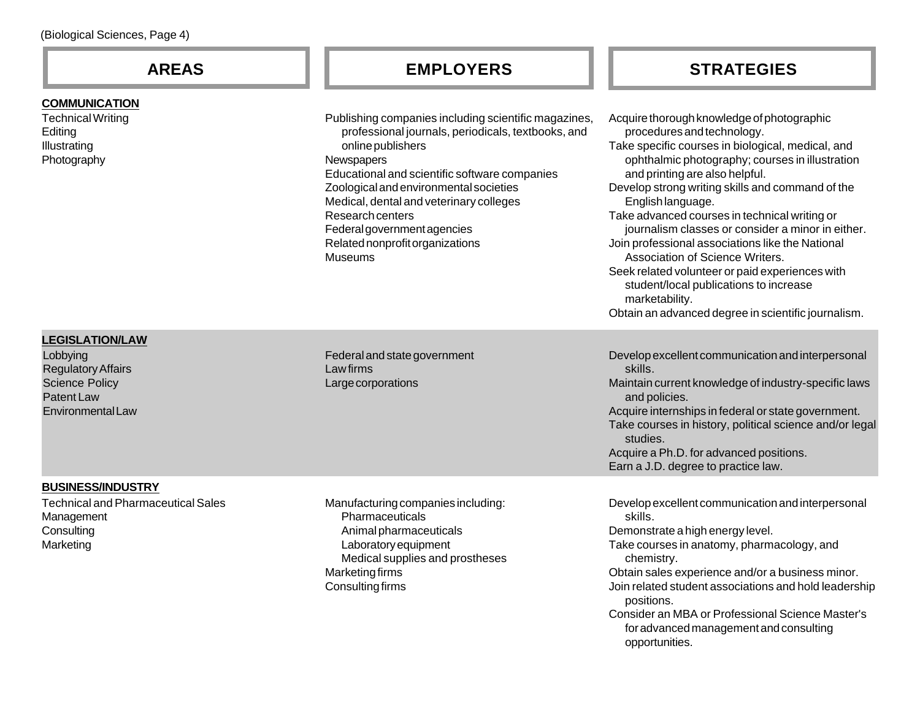| AREAS | EMPLOYERS | STRATEGIES |
|---|---|---|
| **COMMUNICATION**<br>Technical Writing<br>Editing<br>Illustrating<br>Photography | Publishing companies including scientific magazines, professional journals, periodicals, textbooks, and online publishers<br>Newspapers<br>Educational and scientific software companies<br>Zoological and environmental societies<br>Medical, dental and veterinary colleges<br>Research centers<br>Federal government agencies<br>Related nonprofit organizations<br>Museums | Acquire thorough knowledge of photographic procedures and technology.<br>Take specific courses in biological, medical, and ophthalmic photography; courses in illustration and printing are also helpful.<br>Develop strong writing skills and command of the English language.<br>Take advanced courses in technical writing or journalism classes or consider a minor in either.<br>Join professional associations like the National Association of Science Writers.<br>Seek related volunteer or paid experiences with student/local publications to increase marketability.<br>Obtain an advanced degree in scientific journalism. |
| **LEGISLATION/LAW**<br>Lobbying<br>Regulatory Affairs<br>Science Policy<br>Patent Law<br>Environmental Law | Federal and state government<br>Law firms<br>Large corporations | Develop excellent communication and interpersonal skills.<br>Maintain current knowledge of industry-specific laws and policies.<br>Acquire internships in federal or state government.<br>Take courses in history, political science and/or legal studies.<br>Acquire a Ph.D. for advanced positions.<br>Earn a J.D. degree to practice law. |
| **BUSINESS/INDUSTRY**<br>Technical and Pharmaceutical Sales<br>Management<br>Consulting<br>Marketing | Manufacturing companies including:<br>Pharmaceuticals<br>Animal pharmaceuticals<br>Laboratory equipment<br>Medical supplies and prostheses<br>Marketing firms<br>Consulting firms | Develop excellent communication and interpersonal skills.<br>Demonstrate a high energy level.<br>Take courses in anatomy, pharmacology, and chemistry.<br>Obtain sales experience and/or a business minor.<br>Join related student associations and hold leadership positions.<br>Consider an MBA or Professional Science Master's for advanced management and consulting opportunities. |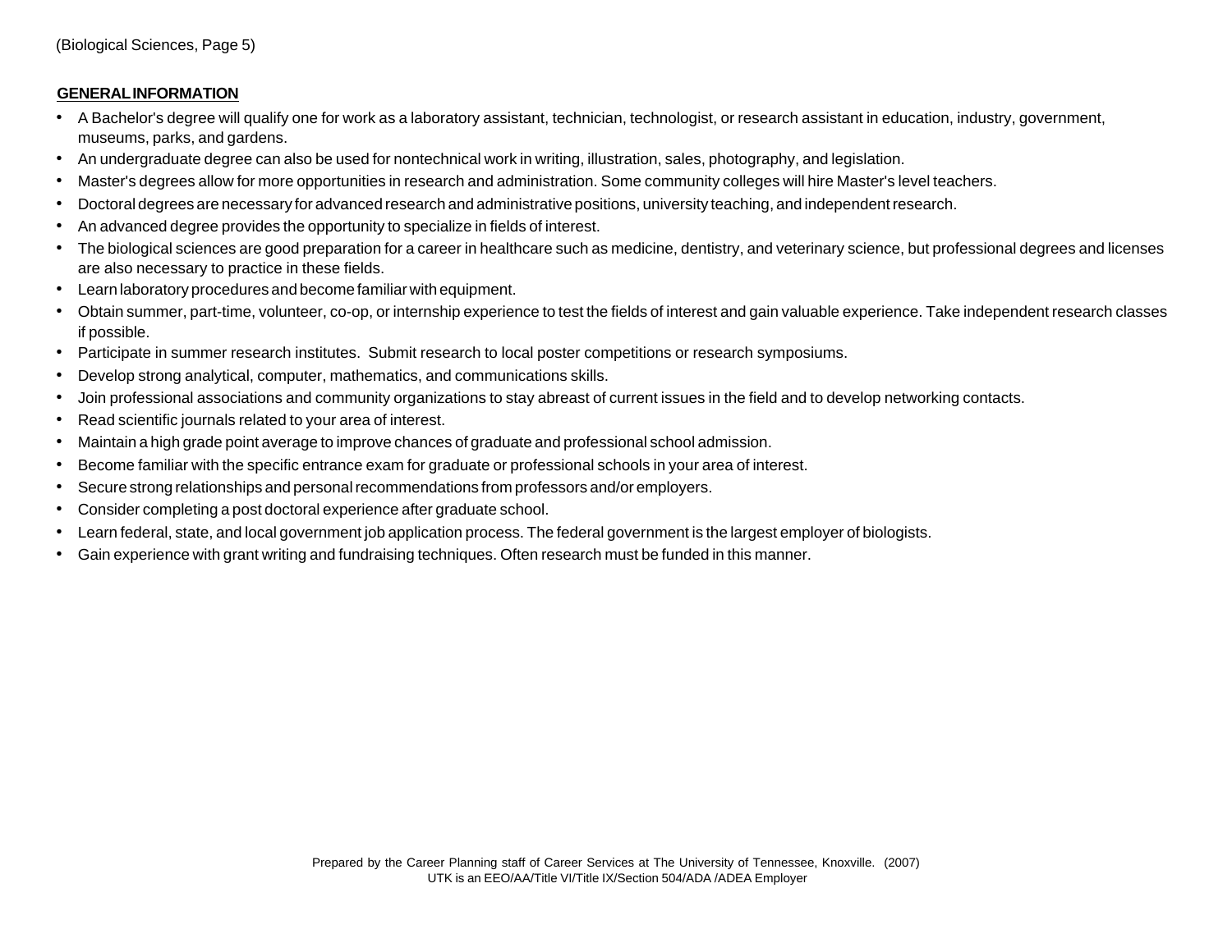## GENERAL INFORMATION

- A Bachelor's degree will qualify one for work as a laboratory assistant, technician, technologist, or research assistant in education, industry, government, museums, parks, and gardens.
- An undergraduate degree can also be used for nontechnical work in writing, illustration, sales, photography, and legislation.
- Master's degrees allow for more opportunities in research and administration. Some community colleges will hire Master's level teachers.
- Doctoral degrees are necessary for advanced research and administrative positions, university teaching, and independent research.
- An advanced degree provides the opportunity to specialize in fields of interest.
- The biological sciences are good preparation for a career in healthcare such as medicine, dentistry, and veterinary science, but professional degrees and licenses are also necessary to practice in these fields.
- Learn laboratory procedures and become familiar with equipment.
- Obtain summer, part-time, volunteer, co-op, or internship experience to test the fields of interest and gain valuable experience. Take independent research classes if possible.
- Participate in summer research institutes. Submit research to local poster competitions or research symposiums.
- Develop strong analytical, computer, mathematics, and communications skills.
- Join professional associations and community organizations to stay abreast of current issues in the field and to develop networking contacts.
- Read scientific journals related to your area of interest.
- Maintain a high grade point average to improve chances of graduate and professional school admission.
- Become familiar with the specific entrance exam for graduate or professional schools in your area of interest.
- Secure strong relationships and personal recommendations from professors and/or employers.
- Consider completing a post doctoral experience after graduate school.
- Learn federal, state, and local government job application process. The federal government is the largest employer of biologists.
- Gain experience with grant writing and fundraising techniques. Often research must be funded in this manner.

Prepared by the Career Planning staff of Career Services at The University of Tennessee, Knoxville. (2007)
UTK is an EEO/AA/Title VI/Title IX/Section 504/ADA /ADEA Employer